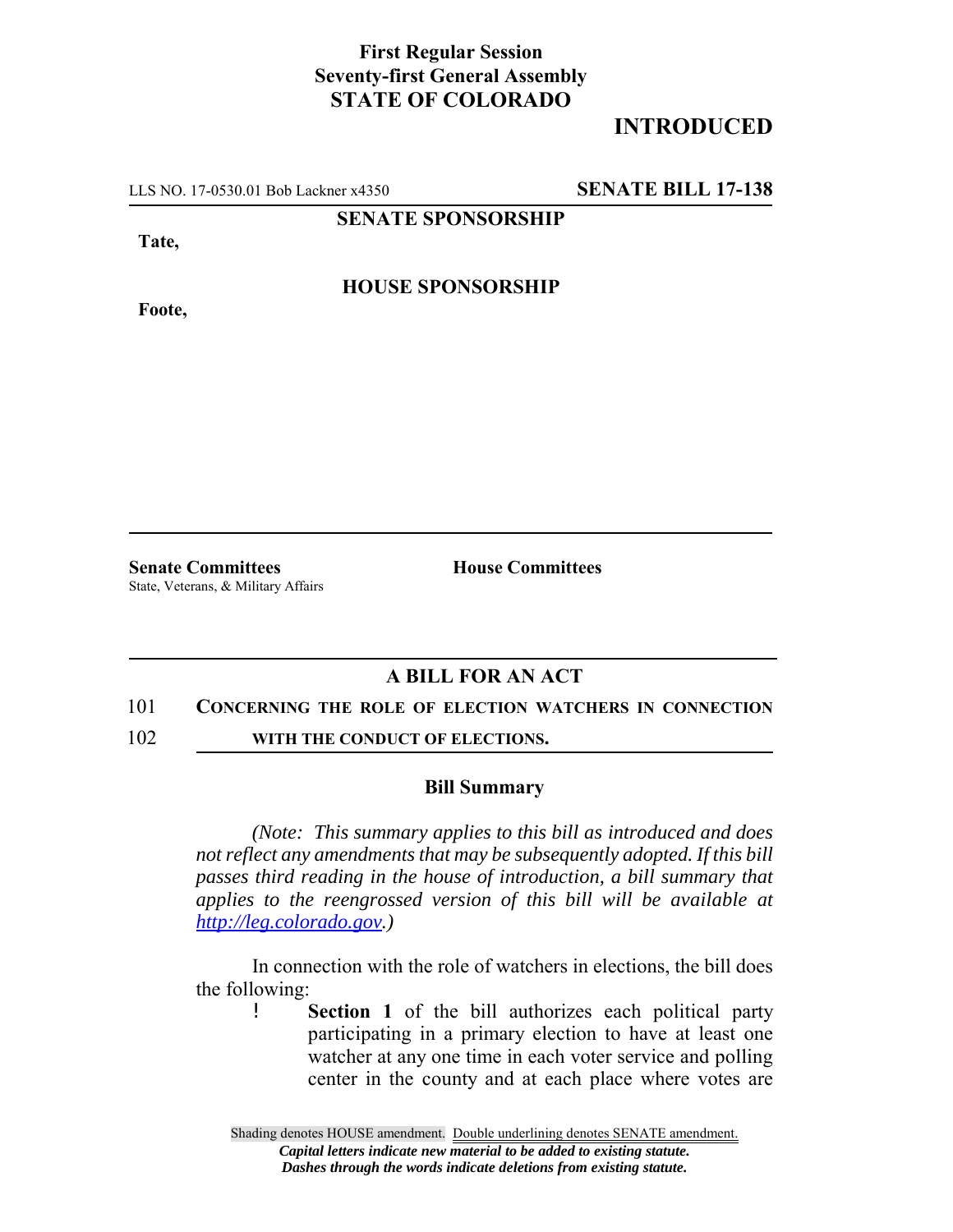**First Regular Session**
**Seventy-first General Assembly**
**STATE OF COLORADO**

**INTRODUCED**

LLS NO. 17-0530.01 Bob Lackner x4350 **SENATE BILL 17-138**

**SENATE SPONSORSHIP**

**Tate,**

**HOUSE SPONSORSHIP**

**Foote,**

**Senate Committees**
State, Veterans, & Military Affairs

**House Committees**

## A BILL FOR AN ACT

101 **CONCERNING THE ROLE OF ELECTION WATCHERS IN CONNECTION**
102 **WITH THE CONDUCT OF ELECTIONS.**

### Bill Summary

*(Note: This summary applies to this bill as introduced and does not reflect any amendments that may be subsequently adopted. If this bill passes third reading in the house of introduction, a bill summary that applies to the reengrossed version of this bill will be available at http://leg.colorado.gov.)*

In connection with the role of watchers in elections, the bill does the following:

- **Section 1** of the bill authorizes each political party participating in a primary election to have at least one watcher at any one time in each voter service and polling center in the county and at each place where votes are

Shading denotes HOUSE amendment. Double underlining denotes SENATE amendment.
*Capital letters indicate new material to be added to existing statute.*
*Dashes through the words indicate deletions from existing statute.*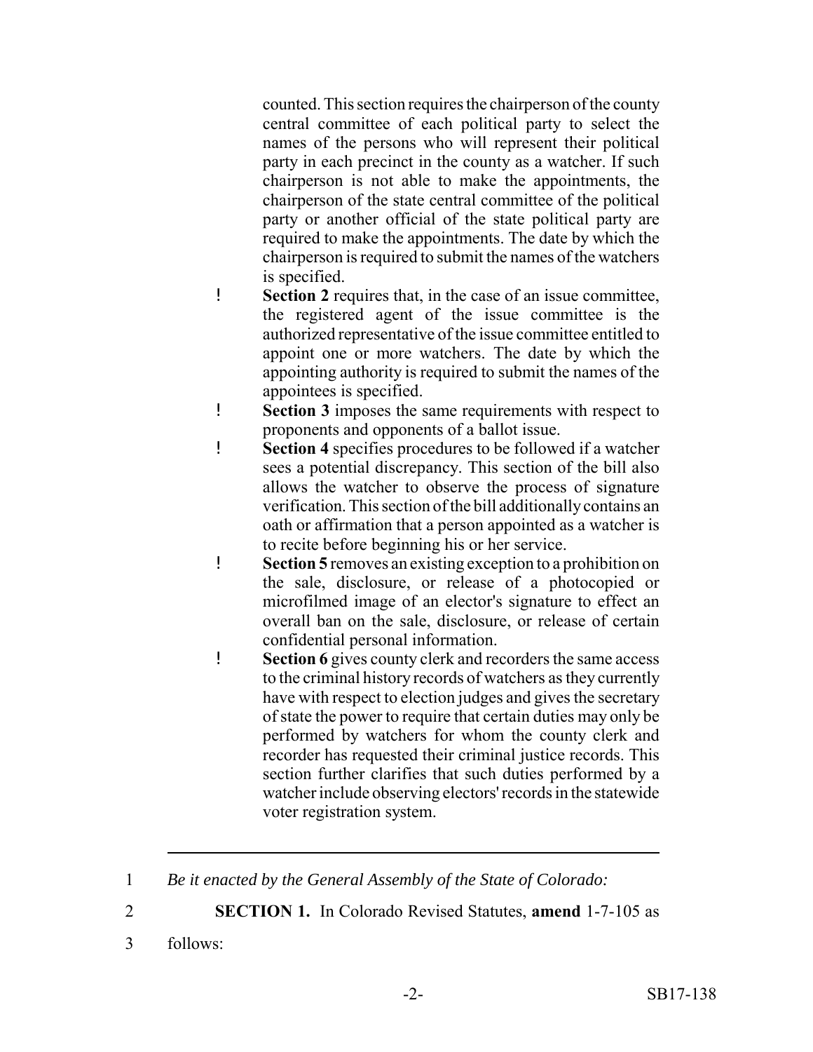counted. This section requires the chairperson of the county central committee of each political party to select the names of the persons who will represent their political party in each precinct in the county as a watcher. If such chairperson is not able to make the appointments, the chairperson of the state central committee of the political party or another official of the state political party are required to make the appointments. The date by which the chairperson is required to submit the names of the watchers is specified.

- **Section 2** requires that, in the case of an issue committee, the registered agent of the issue committee is the authorized representative of the issue committee entitled to appoint one or more watchers. The date by which the appointing authority is required to submit the names of the appointees is specified.
- **Section 3** imposes the same requirements with respect to proponents and opponents of a ballot issue.
- **Section 4** specifies procedures to be followed if a watcher sees a potential discrepancy. This section of the bill also allows the watcher to observe the process of signature verification. This section of the bill additionally contains an oath or affirmation that a person appointed as a watcher is to recite before beginning his or her service.
- **Section 5** removes an existing exception to a prohibition on the sale, disclosure, or release of a photocopied or microfilmed image of an elector's signature to effect an overall ban on the sale, disclosure, or release of certain confidential personal information.
- **Section 6** gives county clerk and recorders the same access to the criminal history records of watchers as they currently have with respect to election judges and gives the secretary of state the power to require that certain duties may only be performed by watchers for whom the county clerk and recorder has requested their criminal justice records. This section further clarifies that such duties performed by a watcher include observing electors' records in the statewide voter registration system.

---

1 *Be it enacted by the General Assembly of the State of Colorado:*

2 **SECTION 1.** In Colorado Revised Statutes, **amend** 1-7-105 as

3 follows: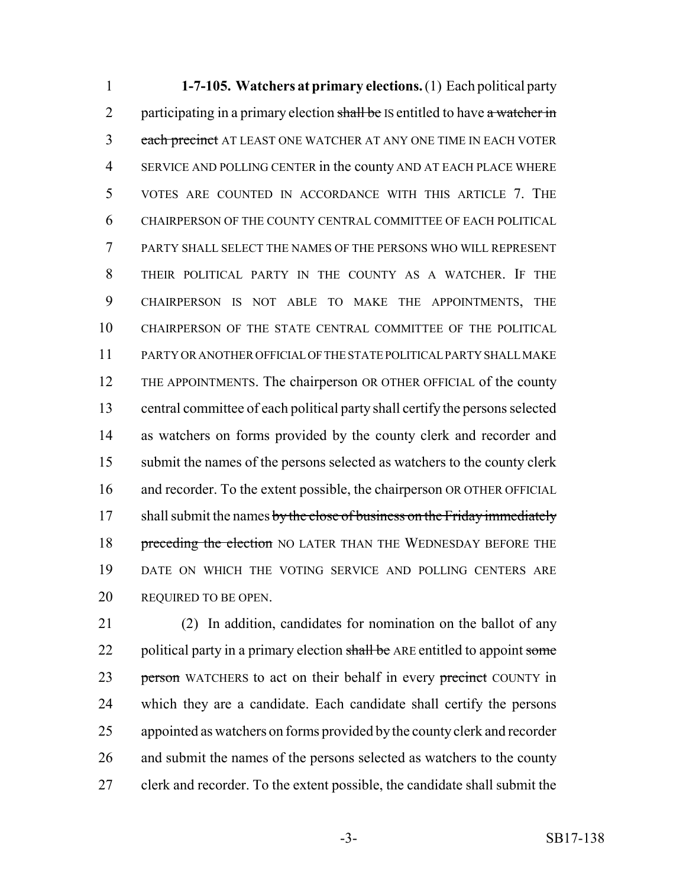**1-7-105. Watchers at primary elections.** (1) Each political party participating in a primary election ~~shall be~~ IS entitled to have ~~a watcher in each precinct~~ AT LEAST ONE WATCHER AT ANY ONE TIME IN EACH VOTER SERVICE AND POLLING CENTER in the county AND AT EACH PLACE WHERE VOTES ARE COUNTED IN ACCORDANCE WITH THIS ARTICLE 7. THE CHAIRPERSON OF THE COUNTY CENTRAL COMMITTEE OF EACH POLITICAL PARTY SHALL SELECT THE NAMES OF THE PERSONS WHO WILL REPRESENT THEIR POLITICAL PARTY IN THE COUNTY AS A WATCHER. IF THE CHAIRPERSON IS NOT ABLE TO MAKE THE APPOINTMENTS, THE CHAIRPERSON OF THE STATE CENTRAL COMMITTEE OF THE POLITICAL PARTY OR ANOTHER OFFICIAL OF THE STATE POLITICAL PARTY SHALL MAKE THE APPOINTMENTS. The chairperson OR OTHER OFFICIAL of the county central committee of each political party shall certify the persons selected as watchers on forms provided by the county clerk and recorder and submit the names of the persons selected as watchers to the county clerk and recorder. To the extent possible, the chairperson OR OTHER OFFICIAL shall submit the names ~~by the close of business on the Friday immediately preceding the election~~ NO LATER THAN THE WEDNESDAY BEFORE THE DATE ON WHICH THE VOTING SERVICE AND POLLING CENTERS ARE REQUIRED TO BE OPEN.

(2) In addition, candidates for nomination on the ballot of any political party in a primary election ~~shall be~~ ARE entitled to appoint ~~some person~~ WATCHERS to act on their behalf in every ~~precinct~~ COUNTY in which they are a candidate. Each candidate shall certify the persons appointed as watchers on forms provided by the county clerk and recorder and submit the names of the persons selected as watchers to the county clerk and recorder. To the extent possible, the candidate shall submit the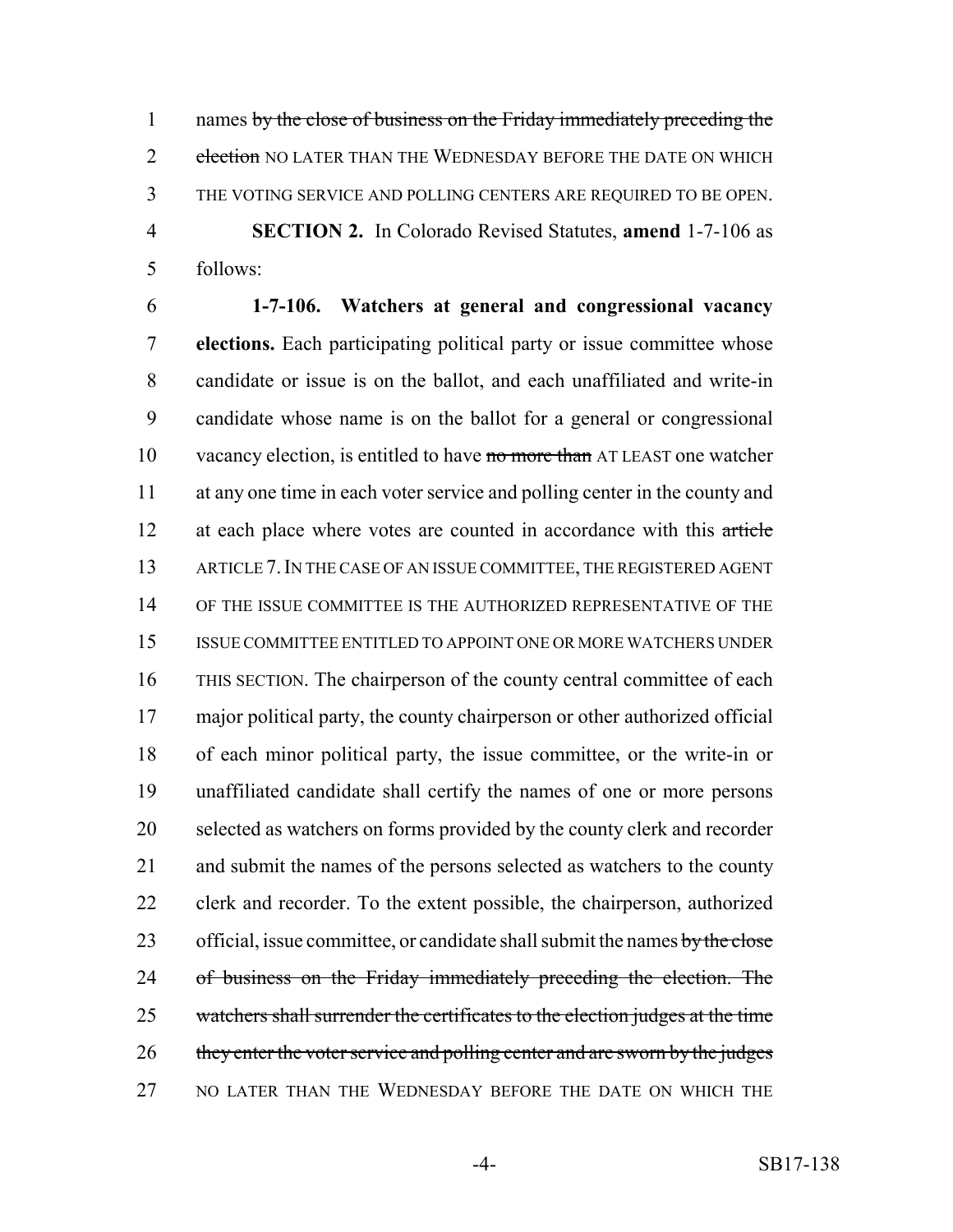names ~~by the close of business on the Friday immediately preceding the election~~ NO LATER THAN THE WEDNESDAY BEFORE THE DATE ON WHICH THE VOTING SERVICE AND POLLING CENTERS ARE REQUIRED TO BE OPEN.

**SECTION 2.** In Colorado Revised Statutes, **amend** 1-7-106 as follows:

**1-7-106. Watchers at general and congressional vacancy elections.** Each participating political party or issue committee whose candidate or issue is on the ballot, and each unaffiliated and write-in candidate whose name is on the ballot for a general or congressional vacancy election, is entitled to have ~~no more than~~ AT LEAST one watcher at any one time in each voter service and polling center in the county and at each place where votes are counted in accordance with this ~~article~~ ARTICLE 7. IN THE CASE OF AN ISSUE COMMITTEE, THE REGISTERED AGENT OF THE ISSUE COMMITTEE IS THE AUTHORIZED REPRESENTATIVE OF THE ISSUE COMMITTEE ENTITLED TO APPOINT ONE OR MORE WATCHERS UNDER THIS SECTION. The chairperson of the county central committee of each major political party, the county chairperson or other authorized official of each minor political party, the issue committee, or the write-in or unaffiliated candidate shall certify the names of one or more persons selected as watchers on forms provided by the county clerk and recorder and submit the names of the persons selected as watchers to the county clerk and recorder. To the extent possible, the chairperson, authorized official, issue committee, or candidate shall submit the names ~~by the close of business on the Friday immediately preceding the election. The watchers shall surrender the certificates to the election judges at the time they enter the voter service and polling center and are sworn by the judges~~ NO LATER THAN THE WEDNESDAY BEFORE THE DATE ON WHICH THE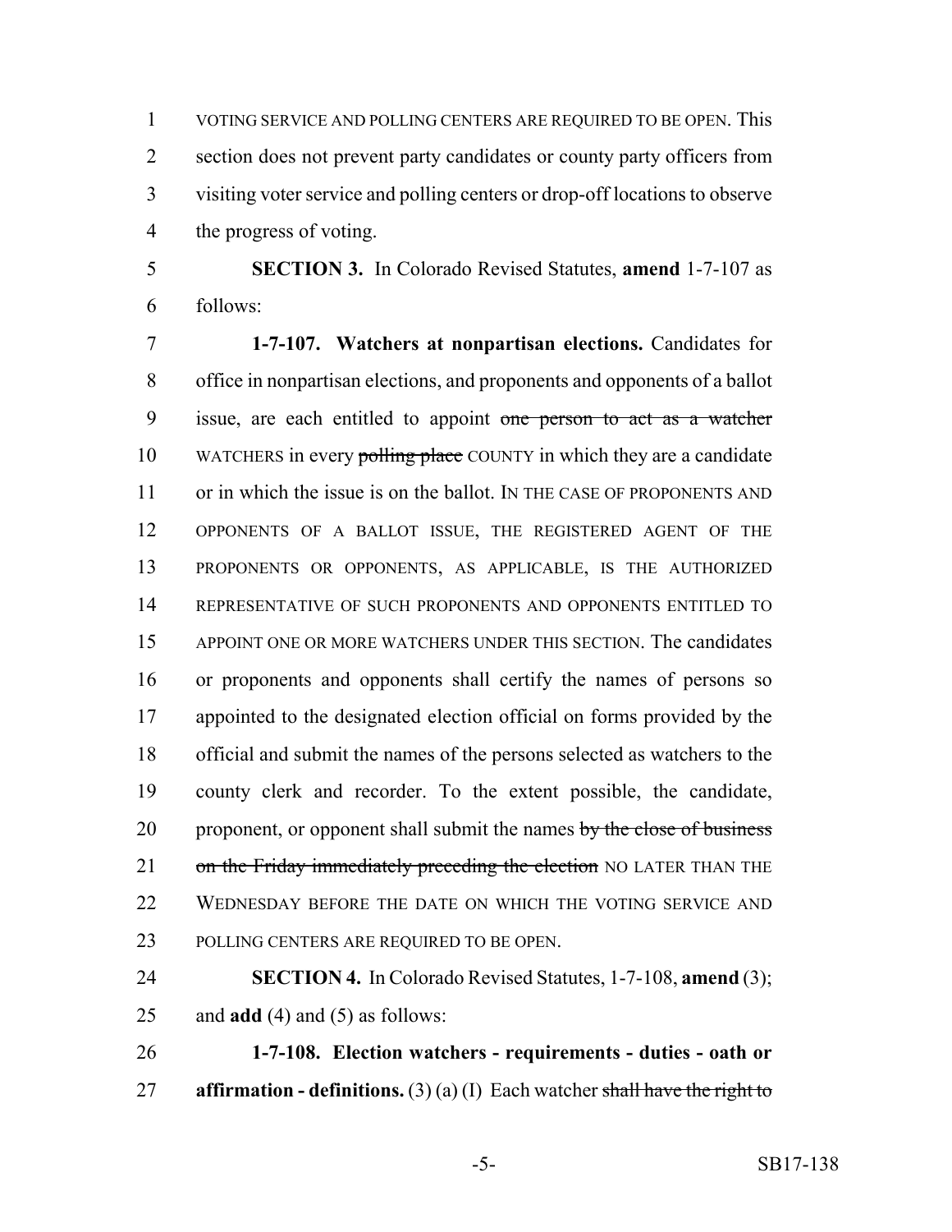VOTING SERVICE AND POLLING CENTERS ARE REQUIRED TO BE OPEN. This section does not prevent party candidates or county party officers from visiting voter service and polling centers or drop-off locations to observe the progress of voting.

**SECTION 3.** In Colorado Revised Statutes, **amend** 1-7-107 as follows:

**1-7-107. Watchers at nonpartisan elections.** Candidates for office in nonpartisan elections, and proponents and opponents of a ballot issue, are each entitled to appoint ~~one person to act as a watcher~~ WATCHERS in every ~~polling place~~ COUNTY in which they are a candidate or in which the issue is on the ballot. IN THE CASE OF PROPONENTS AND OPPONENTS OF A BALLOT ISSUE, THE REGISTERED AGENT OF THE PROPONENTS OR OPPONENTS, AS APPLICABLE, IS THE AUTHORIZED REPRESENTATIVE OF SUCH PROPONENTS AND OPPONENTS ENTITLED TO APPOINT ONE OR MORE WATCHERS UNDER THIS SECTION. The candidates or proponents and opponents shall certify the names of persons so appointed to the designated election official on forms provided by the official and submit the names of the persons selected as watchers to the county clerk and recorder. To the extent possible, the candidate, proponent, or opponent shall submit the names ~~by the close of business on the Friday immediately preceding the election~~ NO LATER THAN THE WEDNESDAY BEFORE THE DATE ON WHICH THE VOTING SERVICE AND POLLING CENTERS ARE REQUIRED TO BE OPEN.

**SECTION 4.** In Colorado Revised Statutes, 1-7-108, **amend** (3); and **add** (4) and (5) as follows:

**1-7-108. Election watchers - requirements - duties - oath or affirmation - definitions.** (3) (a) (I) Each watcher ~~shall have the right to~~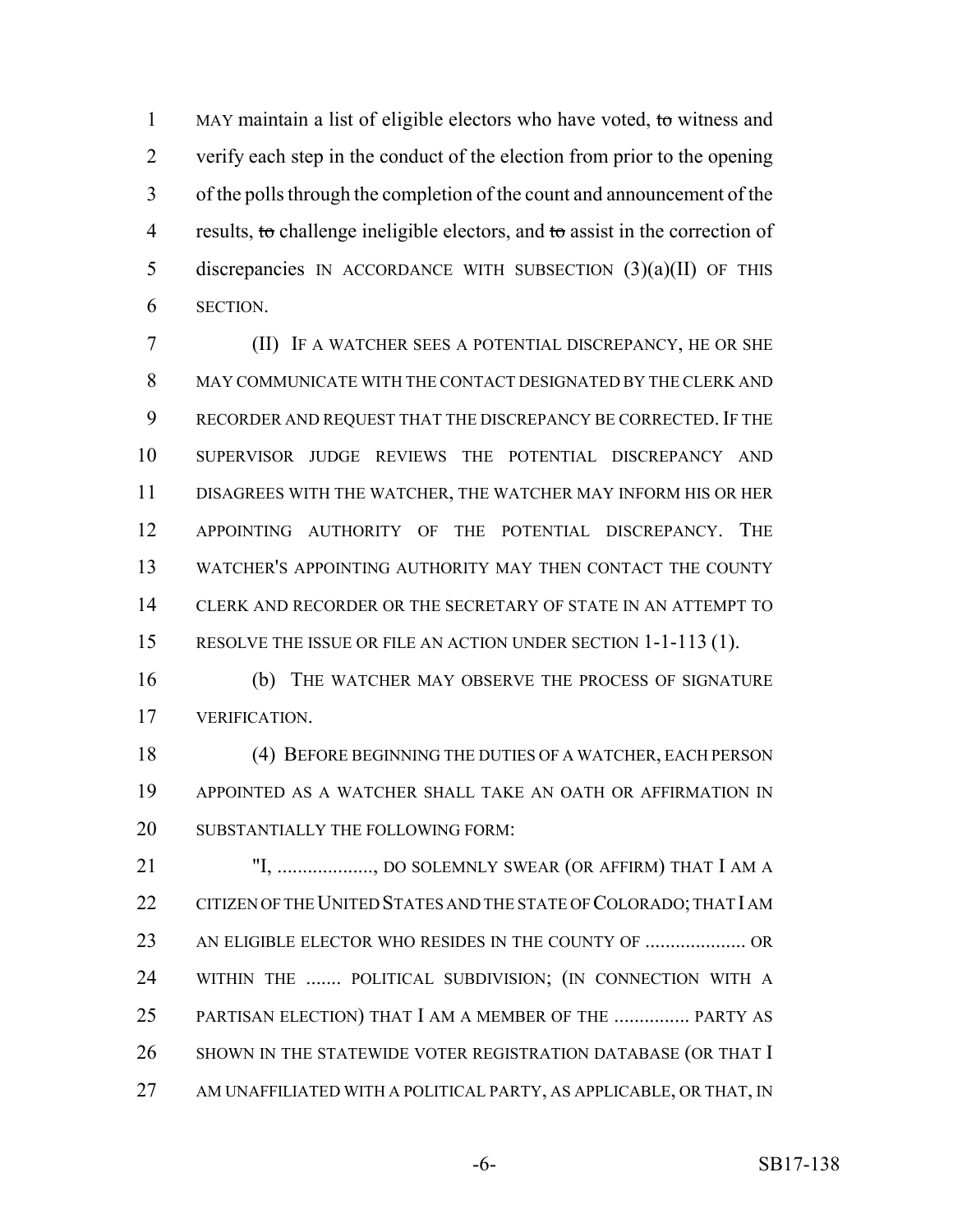MAY maintain a list of eligible electors who have voted, ~~to~~ witness and verify each step in the conduct of the election from prior to the opening of the polls through the completion of the count and announcement of the results, ~~to~~ challenge ineligible electors, and ~~to~~ assist in the correction of discrepancies IN ACCORDANCE WITH SUBSECTION (3)(a)(II) OF THIS SECTION.

(II) IF A WATCHER SEES A POTENTIAL DISCREPANCY, HE OR SHE MAY COMMUNICATE WITH THE CONTACT DESIGNATED BY THE CLERK AND RECORDER AND REQUEST THAT THE DISCREPANCY BE CORRECTED. IF THE SUPERVISOR JUDGE REVIEWS THE POTENTIAL DISCREPANCY AND DISAGREES WITH THE WATCHER, THE WATCHER MAY INFORM HIS OR HER APPOINTING AUTHORITY OF THE POTENTIAL DISCREPANCY. THE WATCHER'S APPOINTING AUTHORITY MAY THEN CONTACT THE COUNTY CLERK AND RECORDER OR THE SECRETARY OF STATE IN AN ATTEMPT TO RESOLVE THE ISSUE OR FILE AN ACTION UNDER SECTION 1-1-113 (1).

(b) THE WATCHER MAY OBSERVE THE PROCESS OF SIGNATURE VERIFICATION.

(4) BEFORE BEGINNING THE DUTIES OF A WATCHER, EACH PERSON APPOINTED AS A WATCHER SHALL TAKE AN OATH OR AFFIRMATION IN SUBSTANTIALLY THE FOLLOWING FORM:

"I, ..................., DO SOLEMNLY SWEAR (OR AFFIRM) THAT I AM A CITIZEN OF THE UNITED STATES AND THE STATE OF COLORADO; THAT I AM AN ELIGIBLE ELECTOR WHO RESIDES IN THE COUNTY OF .................... OR WITHIN THE ....... POLITICAL SUBDIVISION; (IN CONNECTION WITH A PARTISAN ELECTION) THAT I AM A MEMBER OF THE ............... PARTY AS SHOWN IN THE STATEWIDE VOTER REGISTRATION DATABASE (OR THAT I AM UNAFFILIATED WITH A POLITICAL PARTY, AS APPLICABLE, OR THAT, IN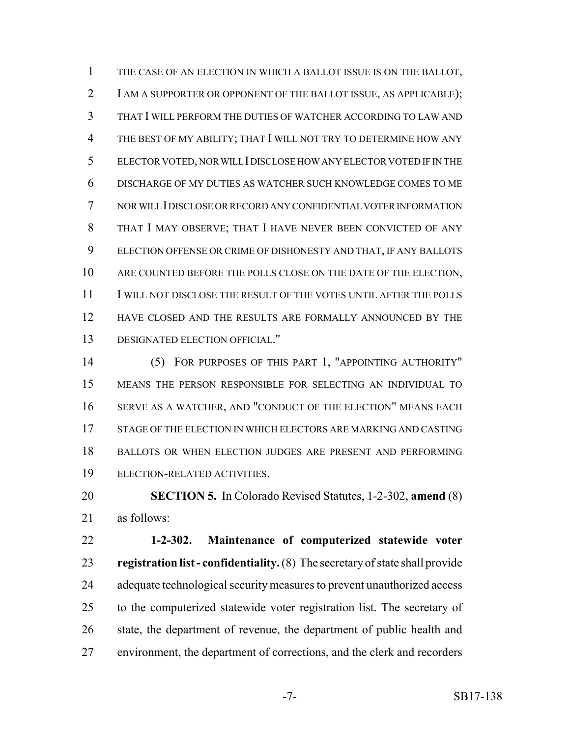THE CASE OF AN ELECTION IN WHICH A BALLOT ISSUE IS ON THE BALLOT, I AM A SUPPORTER OR OPPONENT OF THE BALLOT ISSUE, AS APPLICABLE); THAT I WILL PERFORM THE DUTIES OF WATCHER ACCORDING TO LAW AND THE BEST OF MY ABILITY; THAT I WILL NOT TRY TO DETERMINE HOW ANY ELECTOR VOTED, NOR WILL I DISCLOSE HOW ANY ELECTOR VOTED IF IN THE DISCHARGE OF MY DUTIES AS WATCHER SUCH KNOWLEDGE COMES TO ME NOR WILL I DISCLOSE OR RECORD ANY CONFIDENTIAL VOTER INFORMATION THAT I MAY OBSERVE; THAT I HAVE NEVER BEEN CONVICTED OF ANY ELECTION OFFENSE OR CRIME OF DISHONESTY AND THAT, IF ANY BALLOTS ARE COUNTED BEFORE THE POLLS CLOSE ON THE DATE OF THE ELECTION, I WILL NOT DISCLOSE THE RESULT OF THE VOTES UNTIL AFTER THE POLLS HAVE CLOSED AND THE RESULTS ARE FORMALLY ANNOUNCED BY THE DESIGNATED ELECTION OFFICIAL."

(5) FOR PURPOSES OF THIS PART 1, "APPOINTING AUTHORITY" MEANS THE PERSON RESPONSIBLE FOR SELECTING AN INDIVIDUAL TO SERVE AS A WATCHER, AND "CONDUCT OF THE ELECTION" MEANS EACH STAGE OF THE ELECTION IN WHICH ELECTORS ARE MARKING AND CASTING BALLOTS OR WHEN ELECTION JUDGES ARE PRESENT AND PERFORMING ELECTION-RELATED ACTIVITIES.

**SECTION 5.** In Colorado Revised Statutes, 1-2-302, **amend** (8) as follows:

**1-2-302. Maintenance of computerized statewide voter registration list - confidentiality.** (8) The secretary of state shall provide adequate technological security measures to prevent unauthorized access to the computerized statewide voter registration list. The secretary of state, the department of revenue, the department of public health and environment, the department of corrections, and the clerk and recorders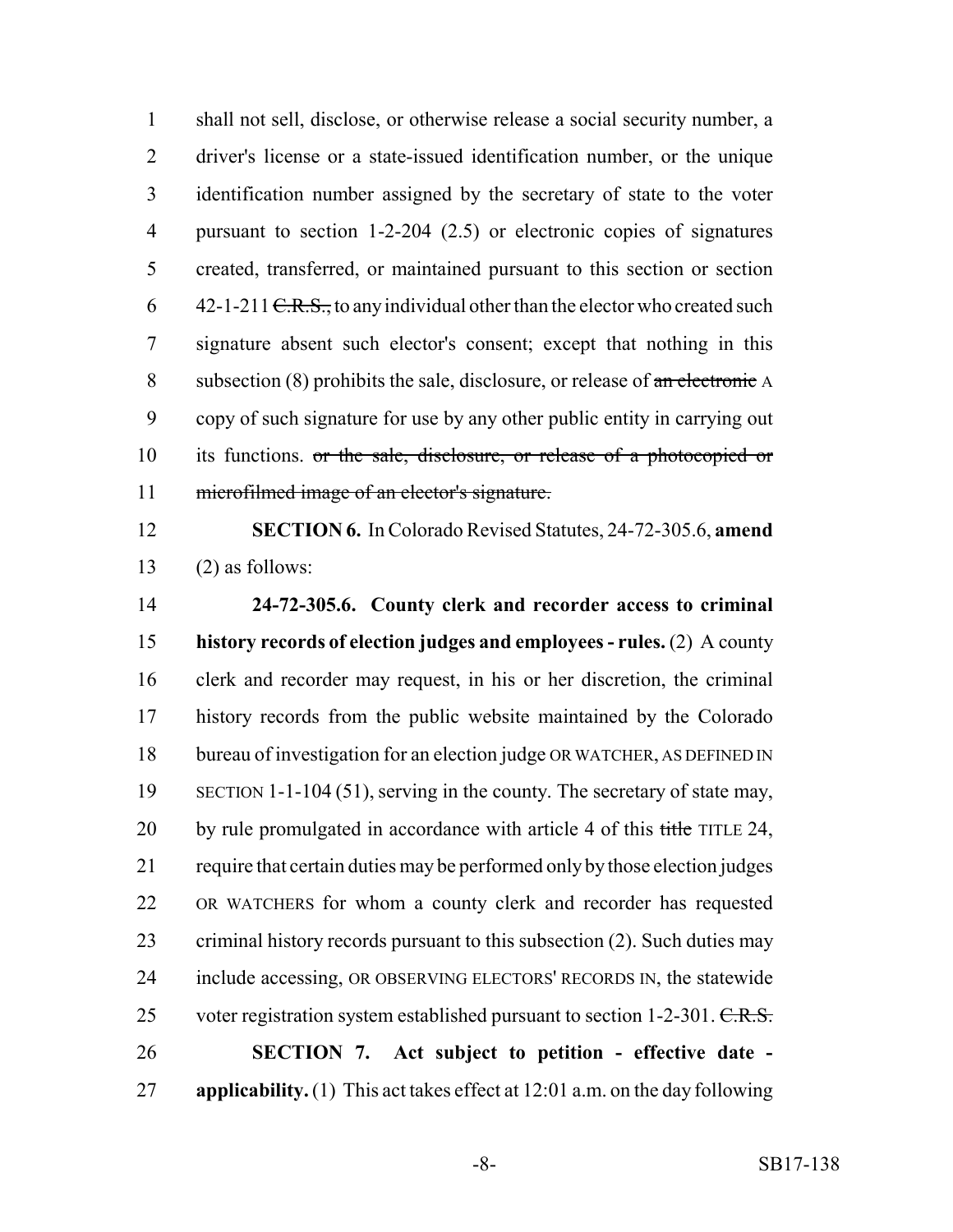shall not sell, disclose, or otherwise release a social security number, a driver's license or a state-issued identification number, or the unique identification number assigned by the secretary of state to the voter pursuant to section 1-2-204 (2.5) or electronic copies of signatures created, transferred, or maintained pursuant to this section or section 42-1-211 ~~C.R.S.,~~ to any individual other than the elector who created such signature absent such elector's consent; except that nothing in this subsection (8) prohibits the sale, disclosure, or release of ~~an electronic~~ A copy of such signature for use by any other public entity in carrying out its functions. ~~or the sale, disclosure, or release of a photocopied or microfilmed image of an elector's signature.~~

**SECTION 6.** In Colorado Revised Statutes, 24-72-305.6, **amend** (2) as follows:

**24-72-305.6. County clerk and recorder access to criminal history records of election judges and employees - rules.** (2) A county clerk and recorder may request, in his or her discretion, the criminal history records from the public website maintained by the Colorado bureau of investigation for an election judge OR WATCHER, AS DEFINED IN SECTION 1-1-104 (51), serving in the county. The secretary of state may, by rule promulgated in accordance with article 4 of this ~~title~~ TITLE 24, require that certain duties may be performed only by those election judges OR WATCHERS for whom a county clerk and recorder has requested criminal history records pursuant to this subsection (2). Such duties may include accessing, OR OBSERVING ELECTORS' RECORDS IN, the statewide voter registration system established pursuant to section 1-2-301. ~~C.R.S.~~

**SECTION 7. Act subject to petition - effective date - applicability.** (1) This act takes effect at 12:01 a.m. on the day following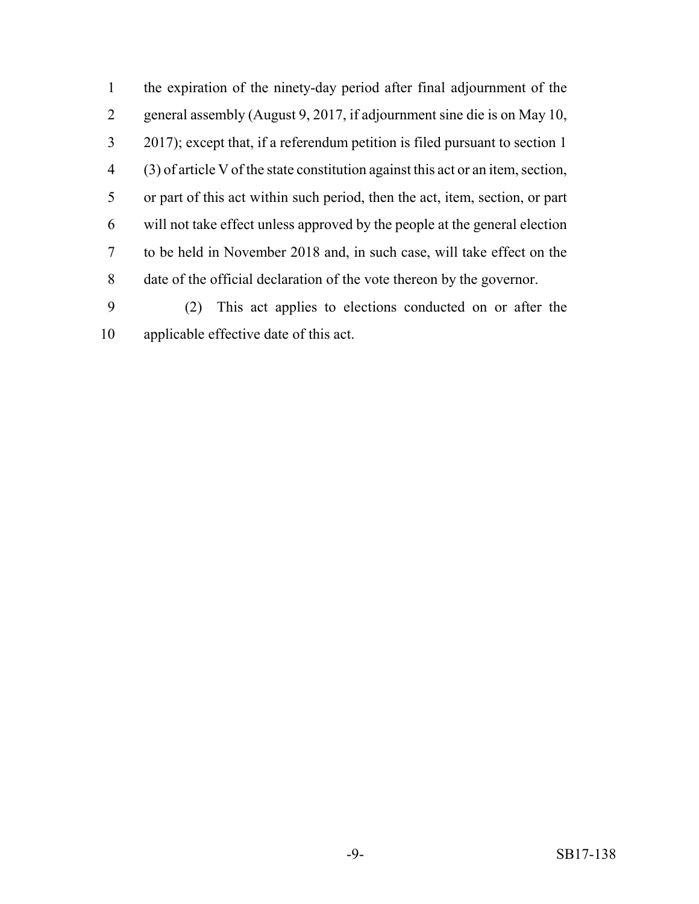the expiration of the ninety-day period after final adjournment of the general assembly (August 9, 2017, if adjournment sine die is on May 10, 2017); except that, if a referendum petition is filed pursuant to section 1 (3) of article V of the state constitution against this act or an item, section, or part of this act within such period, then the act, item, section, or part will not take effect unless approved by the people at the general election to be held in November 2018 and, in such case, will take effect on the date of the official declaration of the vote thereon by the governor.

(2) This act applies to elections conducted on or after the applicable effective date of this act.